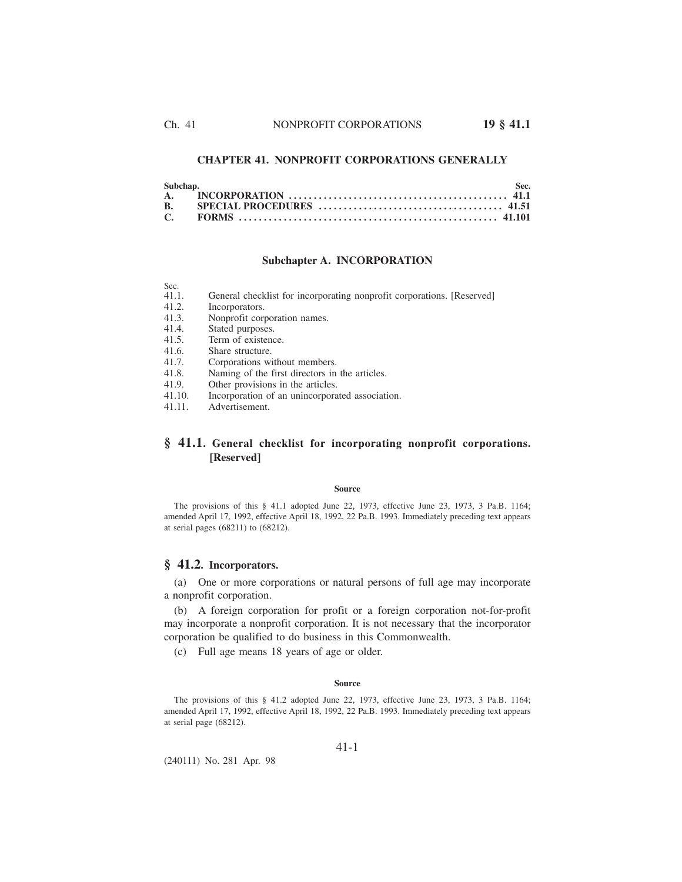# CHAPTER 41. NONPROFIT CORPORATIONS GENERALLY

| Subchap. | | Sec. |
| --- | --- | --- |
| A. | INCORPORATION | 41.1 |
| B. | SPECIAL PROCEDURES | 41.51 |
| C. | FORMS | 41.101 |

## Subchapter A. INCORPORATION

| Sec. | |
| --- | --- |
| 41.1. | General checklist for incorporating nonprofit corporations. [Reserved] |
| 41.2. | Incorporators. |
| 41.3. | Nonprofit corporation names. |
| 41.4. | Stated purposes. |
| 41.5. | Term of existence. |
| 41.6. | Share structure. |
| 41.7. | Corporations without members. |
| 41.8. | Naming of the first directors in the articles. |
| 41.9. | Other provisions in the articles. |
| 41.10. | Incorporation of an unincorporated association. |
| 41.11. | Advertisement. |

### § 41.1. General checklist for incorporating nonprofit corporations. [Reserved]

#### Source

The provisions of this § 41.1 adopted June 22, 1973, effective June 23, 1973, 3 Pa.B. 1164; amended April 17, 1992, effective April 18, 1992, 22 Pa.B. 1993. Immediately preceding text appears at serial pages (68211) to (68212).

### § 41.2. Incorporators.

(a) One or more corporations or natural persons of full age may incorporate a nonprofit corporation.

(b) A foreign corporation for profit or a foreign corporation not-for-profit may incorporate a nonprofit corporation. It is not necessary that the incorporator corporation be qualified to do business in this Commonwealth.

(c) Full age means 18 years of age or older.

#### Source

The provisions of this § 41.2 adopted June 22, 1973, effective June 23, 1973, 3 Pa.B. 1164; amended April 17, 1992, effective April 18, 1992, 22 Pa.B. 1993. Immediately preceding text appears at serial page (68212).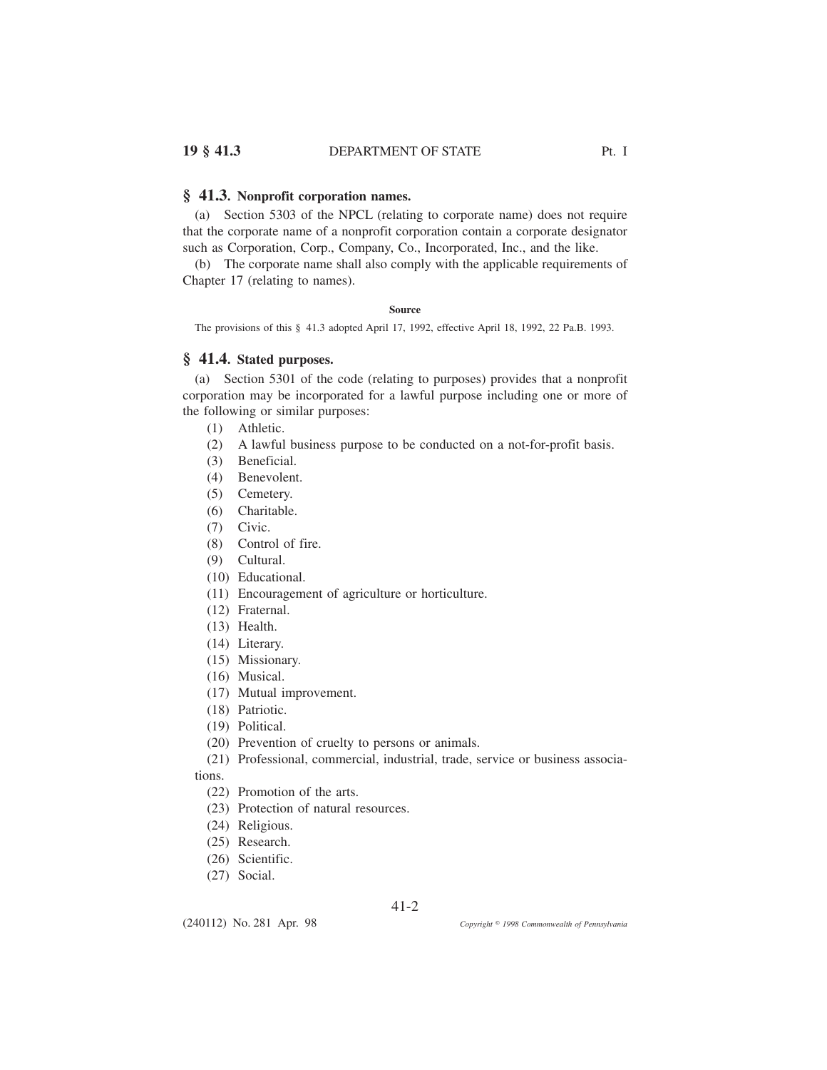## § 41.3. Nonprofit corporation names.

(a) Section 5303 of the NPCL (relating to corporate name) does not require that the corporate name of a nonprofit corporation contain a corporate designator such as Corporation, Corp., Company, Co., Incorporated, Inc., and the like.

(b) The corporate name shall also comply with the applicable requirements of Chapter 17 (relating to names).

**Source**

The provisions of this § 41.3 adopted April 17, 1992, effective April 18, 1992, 22 Pa.B. 1993.

## § 41.4. Stated purposes.

(a) Section 5301 of the code (relating to purposes) provides that a nonprofit corporation may be incorporated for a lawful purpose including one or more of the following or similar purposes:

(1) Athletic.

(2) A lawful business purpose to be conducted on a not-for-profit basis.

(3) Beneficial.

(4) Benevolent.

(5) Cemetery.

(6) Charitable.

(7) Civic.

(8) Control of fire.

(9) Cultural.

(10) Educational.

(11) Encouragement of agriculture or horticulture.

(12) Fraternal.

(13) Health.

(14) Literary.

(15) Missionary.

(16) Musical.

(17) Mutual improvement.

(18) Patriotic.

(19) Political.

(20) Prevention of cruelty to persons or animals.

(21) Professional, commercial, industrial, trade, service or business associations.

(22) Promotion of the arts.

(23) Protection of natural resources.

(24) Religious.

(25) Research.

(26) Scientific.

(27) Social.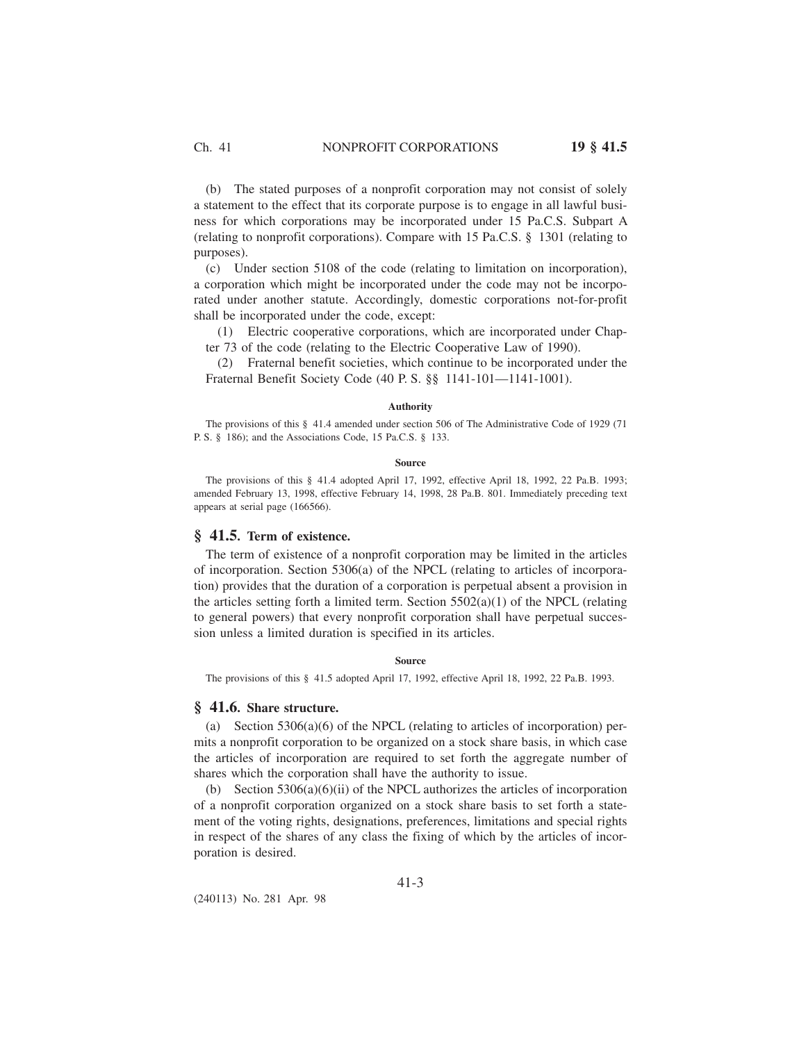(b) The stated purposes of a nonprofit corporation may not consist of solely a statement to the effect that its corporate purpose is to engage in all lawful business for which corporations may be incorporated under 15 Pa.C.S. Subpart A (relating to nonprofit corporations). Compare with 15 Pa.C.S. § 1301 (relating to purposes).

(c) Under section 5108 of the code (relating to limitation on incorporation), a corporation which might be incorporated under the code may not be incorporated under another statute. Accordingly, domestic corporations not-for-profit shall be incorporated under the code, except:

(1) Electric cooperative corporations, which are incorporated under Chapter 73 of the code (relating to the Electric Cooperative Law of 1990).

(2) Fraternal benefit societies, which continue to be incorporated under the Fraternal Benefit Society Code (40 P. S. §§ 1141-101—1141-1001).

**Authority**

The provisions of this § 41.4 amended under section 506 of The Administrative Code of 1929 (71 P. S. § 186); and the Associations Code, 15 Pa.C.S. § 133.

**Source**

The provisions of this § 41.4 adopted April 17, 1992, effective April 18, 1992, 22 Pa.B. 1993; amended February 13, 1998, effective February 14, 1998, 28 Pa.B. 801. Immediately preceding text appears at serial page (166566).

## § 41.5. Term of existence.

The term of existence of a nonprofit corporation may be limited in the articles of incorporation. Section 5306(a) of the NPCL (relating to articles of incorporation) provides that the duration of a corporation is perpetual absent a provision in the articles setting forth a limited term. Section 5502(a)(1) of the NPCL (relating to general powers) that every nonprofit corporation shall have perpetual succession unless a limited duration is specified in its articles.

**Source**

The provisions of this § 41.5 adopted April 17, 1992, effective April 18, 1992, 22 Pa.B. 1993.

## § 41.6. Share structure.

(a) Section 5306(a)(6) of the NPCL (relating to articles of incorporation) permits a nonprofit corporation to be organized on a stock share basis, in which case the articles of incorporation are required to set forth the aggregate number of shares which the corporation shall have the authority to issue.

(b) Section 5306(a)(6)(ii) of the NPCL authorizes the articles of incorporation of a nonprofit corporation organized on a stock share basis to set forth a statement of the voting rights, designations, preferences, limitations and special rights in respect of the shares of any class the fixing of which by the articles of incorporation is desired.

(240113) No. 281 Apr. 98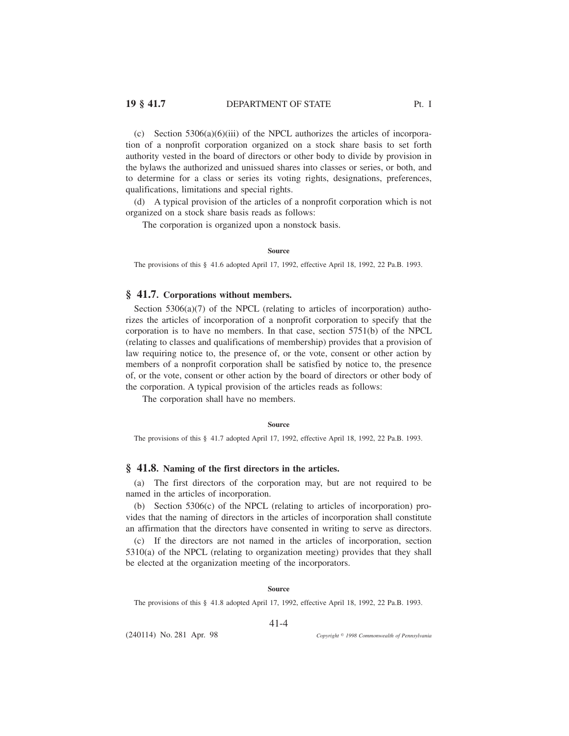(c) Section 5306(a)(6)(iii) of the NPCL authorizes the articles of incorporation of a nonprofit corporation organized on a stock share basis to set forth authority vested in the board of directors or other body to divide by provision in the bylaws the authorized and unissued shares into classes or series, or both, and to determine for a class or series its voting rights, designations, preferences, qualifications, limitations and special rights.

(d) A typical provision of the articles of a nonprofit corporation which is not organized on a stock share basis reads as follows:

The corporation is organized upon a nonstock basis.

**Source**

The provisions of this § 41.6 adopted April 17, 1992, effective April 18, 1992, 22 Pa.B. 1993.

## § 41.7. Corporations without members.

Section 5306(a)(7) of the NPCL (relating to articles of incorporation) authorizes the articles of incorporation of a nonprofit corporation to specify that the corporation is to have no members. In that case, section 5751(b) of the NPCL (relating to classes and qualifications of membership) provides that a provision of law requiring notice to, the presence of, or the vote, consent or other action by members of a nonprofit corporation shall be satisfied by notice to, the presence of, or the vote, consent or other action by the board of directors or other body of the corporation. A typical provision of the articles reads as follows:

The corporation shall have no members.

**Source**

The provisions of this § 41.7 adopted April 17, 1992, effective April 18, 1992, 22 Pa.B. 1993.

## § 41.8. Naming of the first directors in the articles.

(a) The first directors of the corporation may, but are not required to be named in the articles of incorporation.

(b) Section 5306(c) of the NPCL (relating to articles of incorporation) provides that the naming of directors in the articles of incorporation shall constitute an affirmation that the directors have consented in writing to serve as directors.

(c) If the directors are not named in the articles of incorporation, section 5310(a) of the NPCL (relating to organization meeting) provides that they shall be elected at the organization meeting of the incorporators.

**Source**

The provisions of this § 41.8 adopted April 17, 1992, effective April 18, 1992, 22 Pa.B. 1993.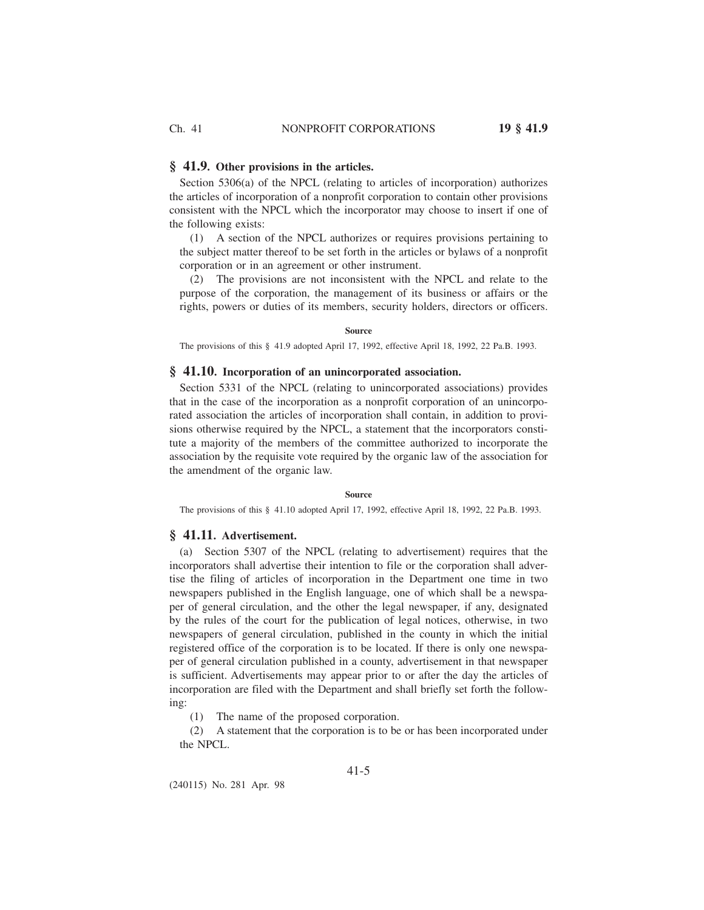## § 41.9. Other provisions in the articles.

Section 5306(a) of the NPCL (relating to articles of incorporation) authorizes the articles of incorporation of a nonprofit corporation to contain other provisions consistent with the NPCL which the incorporator may choose to insert if one of the following exists:

(1) A section of the NPCL authorizes or requires provisions pertaining to the subject matter thereof to be set forth in the articles or bylaws of a nonprofit corporation or in an agreement or other instrument.

(2) The provisions are not inconsistent with the NPCL and relate to the purpose of the corporation, the management of its business or affairs or the rights, powers or duties of its members, security holders, directors or officers.

**Source**

The provisions of this § 41.9 adopted April 17, 1992, effective April 18, 1992, 22 Pa.B. 1993.

## § 41.10. Incorporation of an unincorporated association.

Section 5331 of the NPCL (relating to unincorporated associations) provides that in the case of the incorporation as a nonprofit corporation of an unincorporated association the articles of incorporation shall contain, in addition to provisions otherwise required by the NPCL, a statement that the incorporators constitute a majority of the members of the committee authorized to incorporate the association by the requisite vote required by the organic law of the association for the amendment of the organic law.

**Source**

The provisions of this § 41.10 adopted April 17, 1992, effective April 18, 1992, 22 Pa.B. 1993.

## § 41.11. Advertisement.

(a) Section 5307 of the NPCL (relating to advertisement) requires that the incorporators shall advertise their intention to file or the corporation shall advertise the filing of articles of incorporation in the Department one time in two newspapers published in the English language, one of which shall be a newspaper of general circulation, and the other the legal newspaper, if any, designated by the rules of the court for the publication of legal notices, otherwise, in two newspapers of general circulation, published in the county in which the initial registered office of the corporation is to be located. If there is only one newspaper of general circulation published in a county, advertisement in that newspaper is sufficient. Advertisements may appear prior to or after the day the articles of incorporation are filed with the Department and shall briefly set forth the following:

(1) The name of the proposed corporation.

(2) A statement that the corporation is to be or has been incorporated under the NPCL.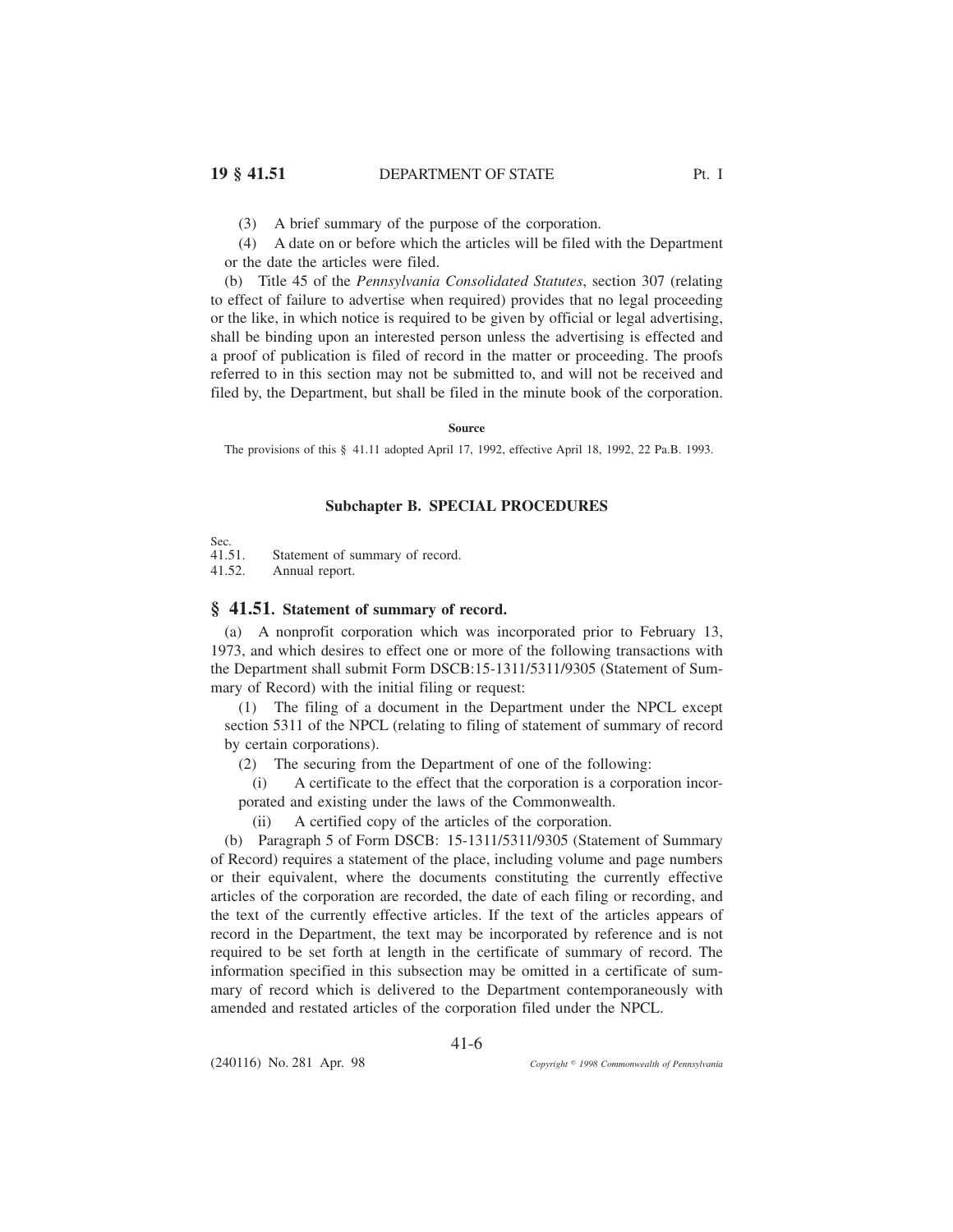(3) A brief summary of the purpose of the corporation.

(4) A date on or before which the articles will be filed with the Department or the date the articles were filed.

(b) Title 45 of the *Pennsylvania Consolidated Statutes*, section 307 (relating to effect of failure to advertise when required) provides that no legal proceeding or the like, in which notice is required to be given by official or legal advertising, shall be binding upon an interested person unless the advertising is effected and a proof of publication is filed of record in the matter or proceeding. The proofs referred to in this section may not be submitted to, and will not be received and filed by, the Department, but shall be filed in the minute book of the corporation.

**Source**

The provisions of this § 41.11 adopted April 17, 1992, effective April 18, 1992, 22 Pa.B. 1993.

### Subchapter B. SPECIAL PROCEDURES

Sec.
41.51. Statement of summary of record.
41.52. Annual report.

## § 41.51. Statement of summary of record.

(a) A nonprofit corporation which was incorporated prior to February 13, 1973, and which desires to effect one or more of the following transactions with the Department shall submit Form DSCB:15-1311/5311/9305 (Statement of Summary of Record) with the initial filing or request:

(1) The filing of a document in the Department under the NPCL except section 5311 of the NPCL (relating to filing of statement of summary of record by certain corporations).

(2) The securing from the Department of one of the following:

(i) A certificate to the effect that the corporation is a corporation incorporated and existing under the laws of the Commonwealth.

(ii) A certified copy of the articles of the corporation.

(b) Paragraph 5 of Form DSCB: 15-1311/5311/9305 (Statement of Summary of Record) requires a statement of the place, including volume and page numbers or their equivalent, where the documents constituting the currently effective articles of the corporation are recorded, the date of each filing or recording, and the text of the currently effective articles. If the text of the articles appears of record in the Department, the text may be incorporated by reference and is not required to be set forth at length in the certificate of summary of record. The information specified in this subsection may be omitted in a certificate of summary of record which is delivered to the Department contemporaneously with amended and restated articles of the corporation filed under the NPCL.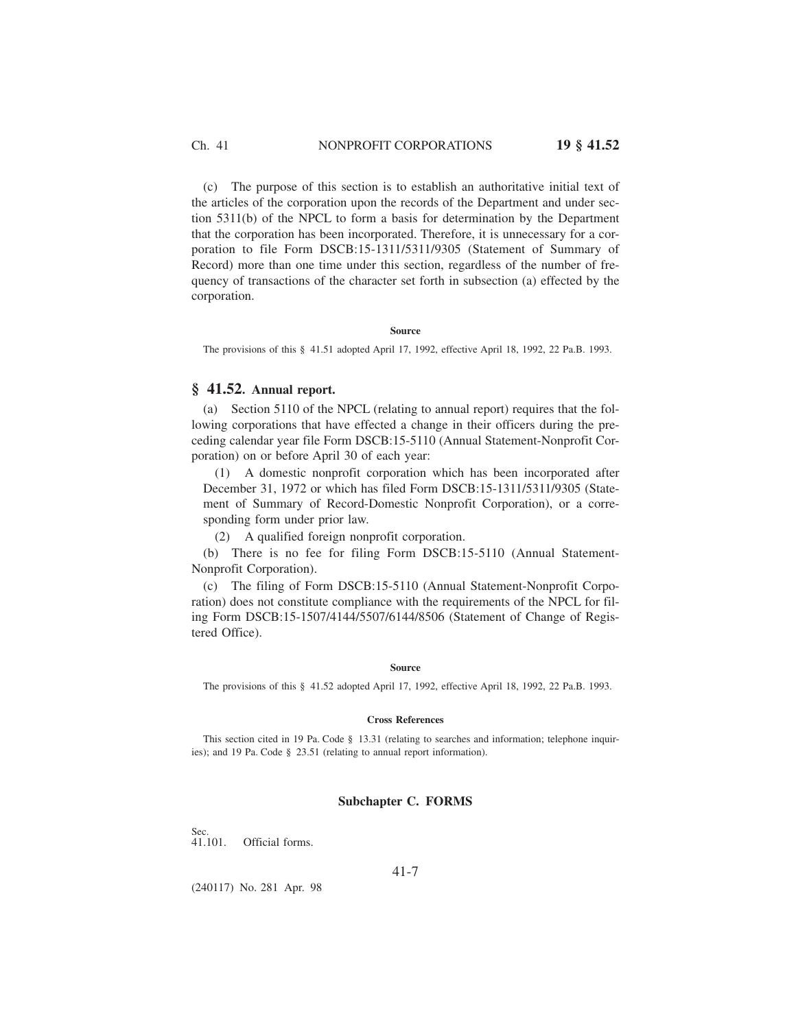(c) The purpose of this section is to establish an authoritative initial text of the articles of the corporation upon the records of the Department and under section 5311(b) of the NPCL to form a basis for determination by the Department that the corporation has been incorporated. Therefore, it is unnecessary for a corporation to file Form DSCB:15-1311/5311/9305 (Statement of Summary of Record) more than one time under this section, regardless of the number of frequency of transactions of the character set forth in subsection (a) effected by the corporation.

#### Source

The provisions of this § 41.51 adopted April 17, 1992, effective April 18, 1992, 22 Pa.B. 1993.

## § 41.52. Annual report.

(a) Section 5110 of the NPCL (relating to annual report) requires that the following corporations that have effected a change in their officers during the preceding calendar year file Form DSCB:15-5110 (Annual Statement-Nonprofit Corporation) on or before April 30 of each year:

(1) A domestic nonprofit corporation which has been incorporated after December 31, 1972 or which has filed Form DSCB:15-1311/5311/9305 (Statement of Summary of Record-Domestic Nonprofit Corporation), or a corresponding form under prior law.

(2) A qualified foreign nonprofit corporation.

(b) There is no fee for filing Form DSCB:15-5110 (Annual Statement-Nonprofit Corporation).

(c) The filing of Form DSCB:15-5110 (Annual Statement-Nonprofit Corporation) does not constitute compliance with the requirements of the NPCL for filing Form DSCB:15-1507/4144/5507/6144/8506 (Statement of Change of Registered Office).

#### Source

The provisions of this § 41.52 adopted April 17, 1992, effective April 18, 1992, 22 Pa.B. 1993.

#### Cross References

This section cited in 19 Pa. Code § 13.31 (relating to searches and information; telephone inquiries); and 19 Pa. Code § 23.51 (relating to annual report information).

### Subchapter C. FORMS

Sec.
41.101. Official forms.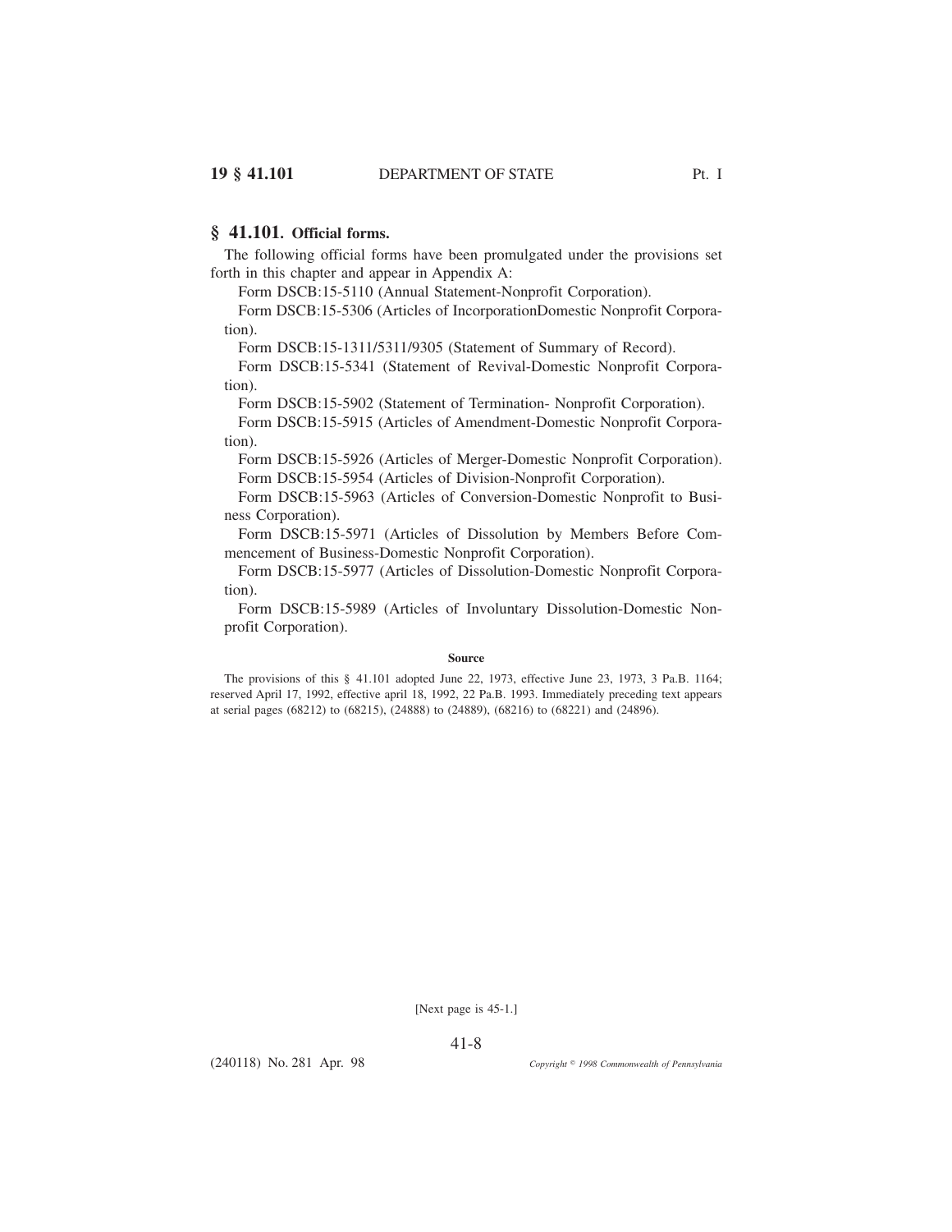## § 41.101. Official forms.

The following official forms have been promulgated under the provisions set forth in this chapter and appear in Appendix A:

Form DSCB:15-5110 (Annual Statement-Nonprofit Corporation).

Form DSCB:15-5306 (Articles of IncorporationDomestic Nonprofit Corporation).

Form DSCB:15-1311/5311/9305 (Statement of Summary of Record).

Form DSCB:15-5341 (Statement of Revival-Domestic Nonprofit Corporation).

Form DSCB:15-5902 (Statement of Termination- Nonprofit Corporation).

Form DSCB:15-5915 (Articles of Amendment-Domestic Nonprofit Corporation).

Form DSCB:15-5926 (Articles of Merger-Domestic Nonprofit Corporation).

Form DSCB:15-5954 (Articles of Division-Nonprofit Corporation).

Form DSCB:15-5963 (Articles of Conversion-Domestic Nonprofit to Business Corporation).

Form DSCB:15-5971 (Articles of Dissolution by Members Before Commencement of Business-Domestic Nonprofit Corporation).

Form DSCB:15-5977 (Articles of Dissolution-Domestic Nonprofit Corporation).

Form DSCB:15-5989 (Articles of Involuntary Dissolution-Domestic Nonprofit Corporation).

**Source**

The provisions of this § 41.101 adopted June 22, 1973, effective June 23, 1973, 3 Pa.B. 1164; reserved April 17, 1992, effective april 18, 1992, 22 Pa.B. 1993. Immediately preceding text appears at serial pages (68212) to (68215), (24888) to (24889), (68216) to (68221) and (24896).

[Next page is 45-1.]